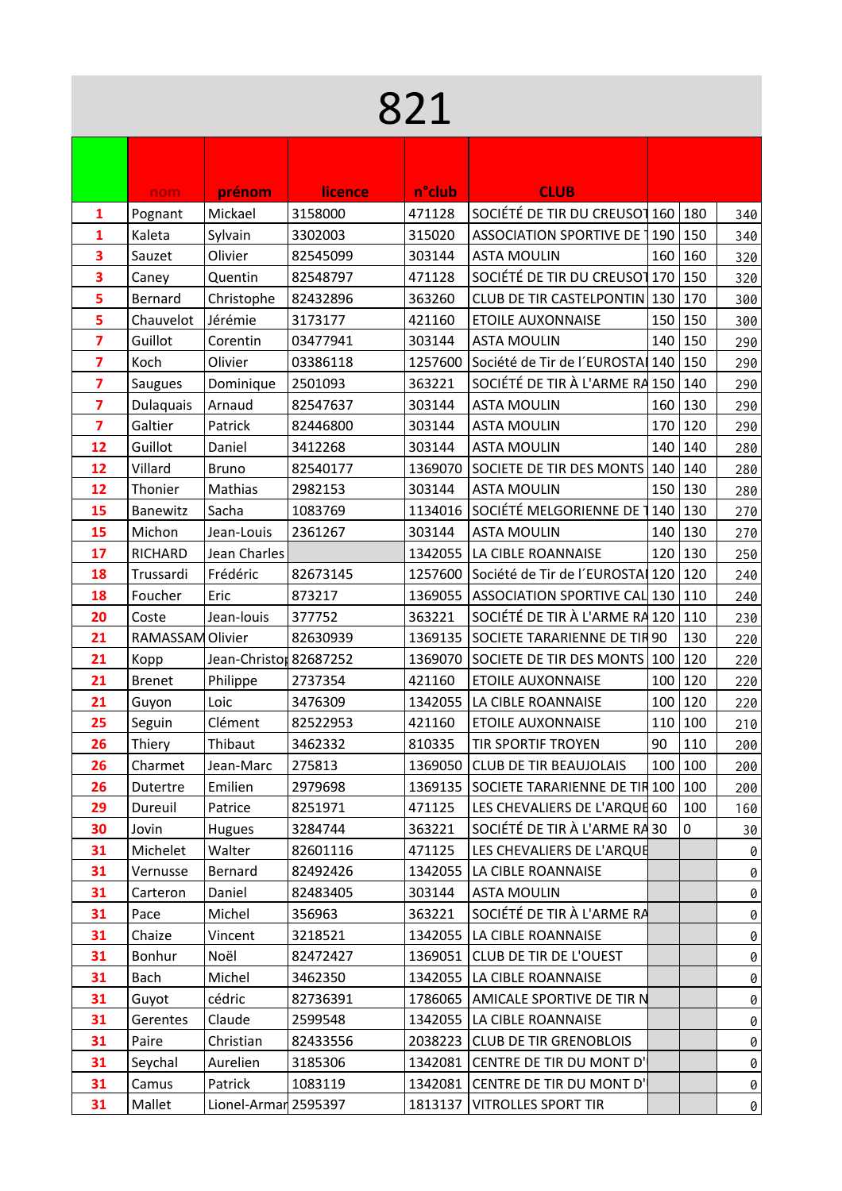# 821

| | nom | prénom | licence | n°club | CLUB | | | |
|---|---|---|---|---|---|---|---|---|
| 1 | Pognant | Mickael | 3158000 | 471128 | SOCIÉTÉ DE TIR DU CREUSOT | 160 | 180 | 340 |
| 1 | Kaleta | Sylvain | 3302003 | 315020 | ASSOCIATION SPORTIVE DE T | 190 | 150 | 340 |
| 3 | Sauzet | Olivier | 82545099 | 303144 | ASTA MOULIN | 160 | 160 | 320 |
| 3 | Caney | Quentin | 82548797 | 471128 | SOCIÉTÉ DE TIR DU CREUSOT | 170 | 150 | 320 |
| 5 | Bernard | Christophe | 82432896 | 363260 | CLUB DE TIR CASTELPONTIN | 130 | 170 | 300 |
| 5 | Chauvelot | Jérémie | 3173177 | 421160 | ETOILE AUXONNAISE | 150 | 150 | 300 |
| 7 | Guillot | Corentin | 03477941 | 303144 | ASTA MOULIN | 140 | 150 | 290 |
| 7 | Koch | Olivier | 03386118 | 1257600 | Société de Tir de l´EUROSTAI | 140 | 150 | 290 |
| 7 | Saugues | Dominique | 2501093 | 363221 | SOCIÉTÉ DE TIR À L'ARME RA | 150 | 140 | 290 |
| 7 | Dulaquais | Arnaud | 82547637 | 303144 | ASTA MOULIN | 160 | 130 | 290 |
| 7 | Galtier | Patrick | 82446800 | 303144 | ASTA MOULIN | 170 | 120 | 290 |
| 12 | Guillot | Daniel | 3412268 | 303144 | ASTA MOULIN | 140 | 140 | 280 |
| 12 | Villard | Bruno | 82540177 | 1369070 | SOCIETE DE TIR DES MONTS | 140 | 140 | 280 |
| 12 | Thonier | Mathias | 2982153 | 303144 | ASTA MOULIN | 150 | 130 | 280 |
| 15 | Banewitz | Sacha | 1083769 | 1134016 | SOCIÉTÉ MELGORIENNE DE T | 140 | 130 | 270 |
| 15 | Michon | Jean-Louis | 2361267 | 303144 | ASTA MOULIN | 140 | 130 | 270 |
| 17 | RICHARD | Jean Charles | | 1342055 | LA CIBLE ROANNAISE | 120 | 130 | 250 |
| 18 | Trussardi | Frédéric | 82673145 | 1257600 | Société de Tir de l´EUROSTAI | 120 | 120 | 240 |
| 18 | Foucher | Eric | 873217 | 1369055 | ASSOCIATION SPORTIVE CAL | 130 | 110 | 240 |
| 20 | Coste | Jean-louis | 377752 | 363221 | SOCIÉTÉ DE TIR À L'ARME RA | 120 | 110 | 230 |
| 21 | RAMASSAM | Olivier | 82630939 | 1369135 | SOCIETE TARARIENNE DE TIR | 90 | 130 | 220 |
| 21 | Kopp | Jean-Christo | 82687252 | 1369070 | SOCIETE DE TIR DES MONTS | 100 | 120 | 220 |
| 21 | Brenet | Philippe | 2737354 | 421160 | ETOILE AUXONNAISE | 100 | 120 | 220 |
| 21 | Guyon | Loic | 3476309 | 1342055 | LA CIBLE ROANNAISE | 100 | 120 | 220 |
| 25 | Seguin | Clément | 82522953 | 421160 | ETOILE AUXONNAISE | 110 | 100 | 210 |
| 26 | Thiery | Thibaut | 3462332 | 810335 | TIR SPORTIF TROYEN | 90 | 110 | 200 |
| 26 | Charmet | Jean-Marc | 275813 | 1369050 | CLUB DE TIR BEAUJOLAIS | 100 | 100 | 200 |
| 26 | Dutertre | Emilien | 2979698 | 1369135 | SOCIETE TARARIENNE DE TIR | 100 | 100 | 200 |
| 29 | Dureuil | Patrice | 8251971 | 471125 | LES CHEVALIERS DE L'ARQUE | 60 | 100 | 160 |
| 30 | Jovin | Hugues | 3284744 | 363221 | SOCIÉTÉ DE TIR À L'ARME RA | 30 | 0 | 30 |
| 31 | Michelet | Walter | 82601116 | 471125 | LES CHEVALIERS DE L'ARQUE | | | 0 |
| 31 | Vernusse | Bernard | 82492426 | 1342055 | LA CIBLE ROANNAISE | | | 0 |
| 31 | Carteron | Daniel | 82483405 | 303144 | ASTA MOULIN | | | 0 |
| 31 | Pace | Michel | 356963 | 363221 | SOCIÉTÉ DE TIR À L'ARME RA | | | 0 |
| 31 | Chaize | Vincent | 3218521 | 1342055 | LA CIBLE ROANNAISE | | | 0 |
| 31 | Bonhur | Noël | 82472427 | 1369051 | CLUB DE TIR DE L'OUEST | | | 0 |
| 31 | Bach | Michel | 3462350 | 1342055 | LA CIBLE ROANNAISE | | | 0 |
| 31 | Guyot | cédric | 82736391 | 1786065 | AMICALE SPORTIVE DE TIR N | | | 0 |
| 31 | Gerentes | Claude | 2599548 | 1342055 | LA CIBLE ROANNAISE | | | 0 |
| 31 | Paire | Christian | 82433556 | 2038223 | CLUB DE TIR GRENOBLOIS | | | 0 |
| 31 | Seychal | Aurelien | 3185306 | 1342081 | CENTRE DE TIR DU MONT D' | | | 0 |
| 31 | Camus | Patrick | 1083119 | 1342081 | CENTRE DE TIR DU MONT D' | | | 0 |
| 31 | Mallet | Lionel-Armar | 2595397 | 1813137 | VITROLLES SPORT TIR | | | 0 |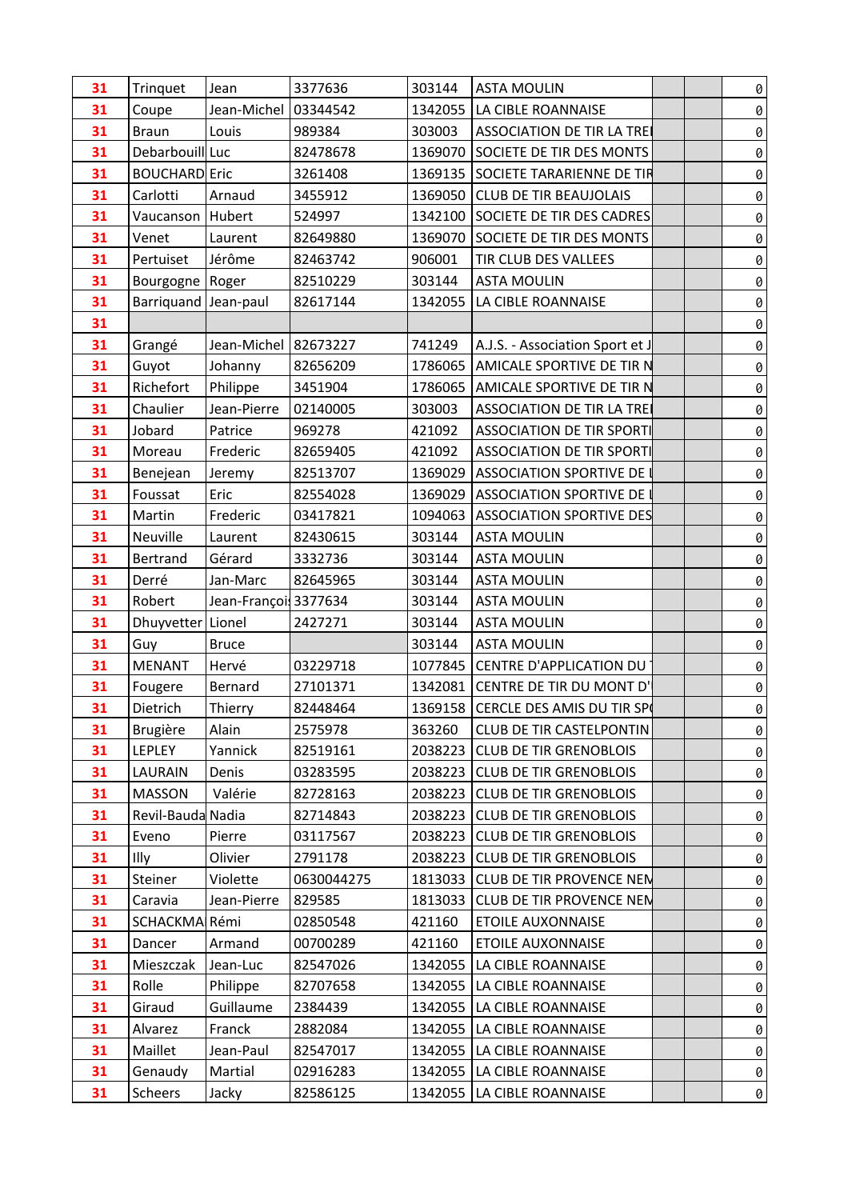| 31 | Trinquet | Jean | 3377636 | 303144 | ASTA MOULIN | | | 0 |
|---|---|---|---|---|---|---|---|---|
| 31 | Coupe | Jean-Michel | 03344542 | 1342055 | LA CIBLE ROANNAISE | | | 0 |
| 31 | Braun | Louis | 989384 | 303003 | ASSOCIATION DE TIR LA TREI | | | 0 |
| 31 | Debarbouill | Luc | 82478678 | 1369070 | SOCIETE DE TIR DES MONTS | | | 0 |
| 31 | BOUCHARD | Eric | 3261408 | 1369135 | SOCIETE TARARIENNE DE TIR | | | 0 |
| 31 | Carlotti | Arnaud | 3455912 | 1369050 | CLUB DE TIR BEAUJOLAIS | | | 0 |
| 31 | Vaucanson | Hubert | 524997 | 1342100 | SOCIETE DE TIR DES CADRES | | | 0 |
| 31 | Venet | Laurent | 82649880 | 1369070 | SOCIETE DE TIR DES MONTS | | | 0 |
| 31 | Pertuiset | Jérôme | 82463742 | 906001 | TIR CLUB DES VALLEES | | | 0 |
| 31 | Bourgogne | Roger | 82510229 | 303144 | ASTA MOULIN | | | 0 |
| 31 | Barriquand | Jean-paul | 82617144 | 1342055 | LA CIBLE ROANNAISE | | | 0 |
| 31 | | | | | | | | 0 |
| 31 | Grangé | Jean-Michel | 82673227 | 741249 | A.J.S. - Association Sport et J | | | 0 |
| 31 | Guyot | Johanny | 82656209 | 1786065 | AMICALE SPORTIVE DE TIR N | | | 0 |
| 31 | Richefort | Philippe | 3451904 | 1786065 | AMICALE SPORTIVE DE TIR N | | | 0 |
| 31 | Chaulier | Jean-Pierre | 02140005 | 303003 | ASSOCIATION DE TIR LA TREI | | | 0 |
| 31 | Jobard | Patrice | 969278 | 421092 | ASSOCIATION DE TIR SPORTI | | | 0 |
| 31 | Moreau | Frederic | 82659405 | 421092 | ASSOCIATION DE TIR SPORTI | | | 0 |
| 31 | Benejean | Jeremy | 82513707 | 1369029 | ASSOCIATION SPORTIVE DE L | | | 0 |
| 31 | Foussat | Eric | 82554028 | 1369029 | ASSOCIATION SPORTIVE DE L | | | 0 |
| 31 | Martin | Frederic | 03417821 | 1094063 | ASSOCIATION SPORTIVE DES | | | 0 |
| 31 | Neuville | Laurent | 82430615 | 303144 | ASTA MOULIN | | | 0 |
| 31 | Bertrand | Gérard | 3332736 | 303144 | ASTA MOULIN | | | 0 |
| 31 | Derré | Jan-Marc | 82645965 | 303144 | ASTA MOULIN | | | 0 |
| 31 | Robert | Jean-Françoi | 3377634 | 303144 | ASTA MOULIN | | | 0 |
| 31 | Dhuyvetter | Lionel | 2427271 | 303144 | ASTA MOULIN | | | 0 |
| 31 | Guy | Bruce | | 303144 | ASTA MOULIN | | | 0 |
| 31 | MENANT | Hervé | 03229718 | 1077845 | CENTRE D'APPLICATION DU T | | | 0 |
| 31 | Fougere | Bernard | 27101371 | 1342081 | CENTRE DE TIR DU MONT D' | | | 0 |
| 31 | Dietrich | Thierry | 82448464 | 1369158 | CERCLE DES AMIS DU TIR SP | | | 0 |
| 31 | Brugière | Alain | 2575978 | 363260 | CLUB DE TIR CASTELPONTIN | | | 0 |
| 31 | LEPLEY | Yannick | 82519161 | 2038223 | CLUB DE TIR GRENOBLOIS | | | 0 |
| 31 | LAURAIN | Denis | 03283595 | 2038223 | CLUB DE TIR GRENOBLOIS | | | 0 |
| 31 | MASSON | Valérie | 82728163 | 2038223 | CLUB DE TIR GRENOBLOIS | | | 0 |
| 31 | Revil-Bauda | Nadia | 82714843 | 2038223 | CLUB DE TIR GRENOBLOIS | | | 0 |
| 31 | Eveno | Pierre | 03117567 | 2038223 | CLUB DE TIR GRENOBLOIS | | | 0 |
| 31 | Illy | Olivier | 2791178 | 2038223 | CLUB DE TIR GRENOBLOIS | | | 0 |
| 31 | Steiner | Violette | 0630044275 | 1813033 | CLUB DE TIR PROVENCE NEM | | | 0 |
| 31 | Caravia | Jean-Pierre | 829585 | 1813033 | CLUB DE TIR PROVENCE NEM | | | 0 |
| 31 | SCHACKMA | Rémi | 02850548 | 421160 | ETOILE AUXONNAISE | | | 0 |
| 31 | Dancer | Armand | 00700289 | 421160 | ETOILE AUXONNAISE | | | 0 |
| 31 | Mieszczak | Jean-Luc | 82547026 | 1342055 | LA CIBLE ROANNAISE | | | 0 |
| 31 | Rolle | Philippe | 82707658 | 1342055 | LA CIBLE ROANNAISE | | | 0 |
| 31 | Giraud | Guillaume | 2384439 | 1342055 | LA CIBLE ROANNAISE | | | 0 |
| 31 | Alvarez | Franck | 2882084 | 1342055 | LA CIBLE ROANNAISE | | | 0 |
| 31 | Maillet | Jean-Paul | 82547017 | 1342055 | LA CIBLE ROANNAISE | | | 0 |
| 31 | Genaudy | Martial | 02916283 | 1342055 | LA CIBLE ROANNAISE | | | 0 |
| 31 | Scheers | Jacky | 82586125 | 1342055 | LA CIBLE ROANNAISE | | | 0 |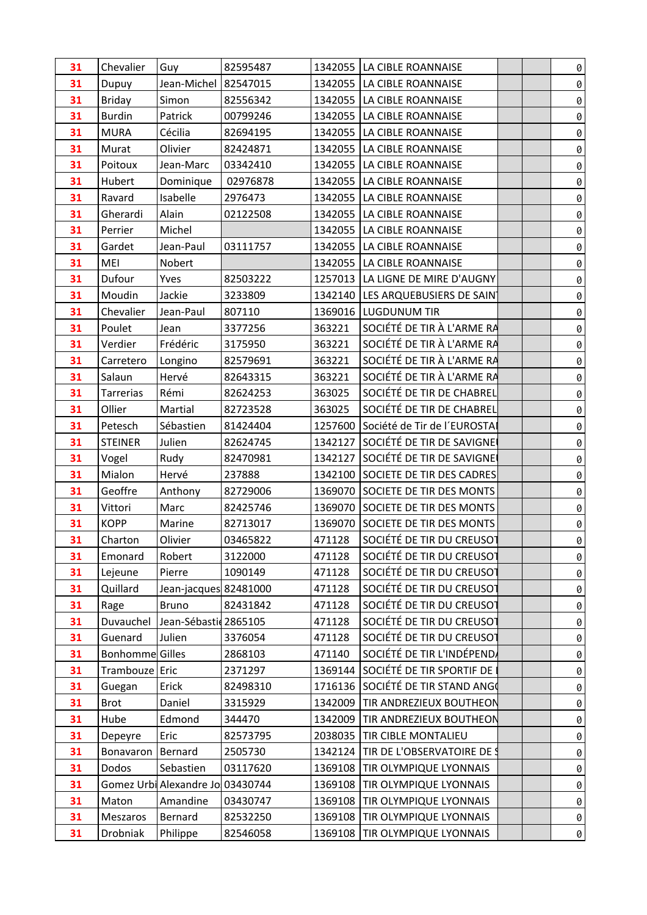| | | | | | | | | |
|---|---|---|---|---|---|---|---|---|
| 31 | Chevalier | Guy | 82595487 | 1342055 | LA CIBLE ROANNAISE | | | 0 |
| 31 | Dupuy | Jean-Michel | 82547015 | 1342055 | LA CIBLE ROANNAISE | | | 0 |
| 31 | Briday | Simon | 82556342 | 1342055 | LA CIBLE ROANNAISE | | | 0 |
| 31 | Burdin | Patrick | 00799246 | 1342055 | LA CIBLE ROANNAISE | | | 0 |
| 31 | MURA | Cécilia | 82694195 | 1342055 | LA CIBLE ROANNAISE | | | 0 |
| 31 | Murat | Olivier | 82424871 | 1342055 | LA CIBLE ROANNAISE | | | 0 |
| 31 | Poitoux | Jean-Marc | 03342410 | 1342055 | LA CIBLE ROANNAISE | | | 0 |
| 31 | Hubert | Dominique | 02976878 | 1342055 | LA CIBLE ROANNAISE | | | 0 |
| 31 | Ravard | Isabelle | 2976473 | 1342055 | LA CIBLE ROANNAISE | | | 0 |
| 31 | Gherardi | Alain | 02122508 | 1342055 | LA CIBLE ROANNAISE | | | 0 |
| 31 | Perrier | Michel | | 1342055 | LA CIBLE ROANNAISE | | | 0 |
| 31 | Gardet | Jean-Paul | 03111757 | 1342055 | LA CIBLE ROANNAISE | | | 0 |
| 31 | MEI | Nobert | | 1342055 | LA CIBLE ROANNAISE | | | 0 |
| 31 | Dufour | Yves | 82503222 | 1257013 | LA LIGNE DE MIRE D'AUGNY | | | 0 |
| 31 | Moudin | Jackie | 3233809 | 1342140 | LES ARQUEBUSIERS DE SAIN | | | 0 |
| 31 | Chevalier | Jean-Paul | 807110 | 1369016 | LUGDUNUM TIR | | | 0 |
| 31 | Poulet | Jean | 3377256 | 363221 | SOCIÉTÉ DE TIR À L'ARME RA | | | 0 |
| 31 | Verdier | Frédéric | 3175950 | 363221 | SOCIÉTÉ DE TIR À L'ARME RA | | | 0 |
| 31 | Carretero | Longino | 82579691 | 363221 | SOCIÉTÉ DE TIR À L'ARME RA | | | 0 |
| 31 | Salaun | Hervé | 82643315 | 363221 | SOCIÉTÉ DE TIR À L'ARME RA | | | 0 |
| 31 | Tarrerias | Rémi | 82624253 | 363025 | SOCIÉTÉ DE TIR DE CHABREL | | | 0 |
| 31 | Ollier | Martial | 82723528 | 363025 | SOCIÉTÉ DE TIR DE CHABREL | | | 0 |
| 31 | Petesch | Sébastien | 81424404 | 1257600 | Société de Tir de l´EUROSTAI | | | 0 |
| 31 | STEINER | Julien | 82624745 | 1342127 | SOCIÉTÉ DE TIR DE SAVIGNE | | | 0 |
| 31 | Vogel | Rudy | 82470981 | 1342127 | SOCIÉTÉ DE TIR DE SAVIGNE | | | 0 |
| 31 | Mialon | Hervé | 237888 | 1342100 | SOCIETE DE TIR DES CADRES | | | 0 |
| 31 | Geoffre | Anthony | 82729006 | 1369070 | SOCIETE DE TIR DES MONTS | | | 0 |
| 31 | Vittori | Marc | 82425746 | 1369070 | SOCIETE DE TIR DES MONTS | | | 0 |
| 31 | KOPP | Marine | 82713017 | 1369070 | SOCIETE DE TIR DES MONTS | | | 0 |
| 31 | Charton | Olivier | 03465822 | 471128 | SOCIÉTÉ DE TIR DU CREUSOT | | | 0 |
| 31 | Emonard | Robert | 3122000 | 471128 | SOCIÉTÉ DE TIR DU CREUSOT | | | 0 |
| 31 | Lejeune | Pierre | 1090149 | 471128 | SOCIÉTÉ DE TIR DU CREUSOT | | | 0 |
| 31 | Quillard | Jean-jacques | 82481000 | 471128 | SOCIÉTÉ DE TIR DU CREUSOT | | | 0 |
| 31 | Rage | Bruno | 82431842 | 471128 | SOCIÉTÉ DE TIR DU CREUSOT | | | 0 |
| 31 | Duvauchel | Jean-Sébasti | 2865105 | 471128 | SOCIÉTÉ DE TIR DU CREUSOT | | | 0 |
| 31 | Guenard | Julien | 3376054 | 471128 | SOCIÉTÉ DE TIR DU CREUSOT | | | 0 |
| 31 | Bonhomme | Gilles | 2868103 | 471140 | SOCIÉTÉ DE TIR L'INDÉPEND | | | 0 |
| 31 | Trambouze | Eric | 2371297 | 1369144 | SOCIÉTÉ DE TIR SPORTIF DE | | | 0 |
| 31 | Guegan | Erick | 82498310 | 1716136 | SOCIÉTÉ DE TIR STAND ANG | | | 0 |
| 31 | Brot | Daniel | 3315929 | 1342009 | TIR ANDREZIEUX BOUTHEON | | | 0 |
| 31 | Hube | Edmond | 344470 | 1342009 | TIR ANDREZIEUX BOUTHEON | | | 0 |
| 31 | Depeyre | Eric | 82573795 | 2038035 | TIR CIBLE MONTALIEU | | | 0 |
| 31 | Bonavaron | Bernard | 2505730 | 1342124 | TIR DE L'OBSERVATOIRE DE S | | | 0 |
| 31 | Dodos | Sebastien | 03117620 | 1369108 | TIR OLYMPIQUE LYONNAIS | | | 0 |
| 31 | Gomez Urbi | Alexandre Jo | 03430744 | 1369108 | TIR OLYMPIQUE LYONNAIS | | | 0 |
| 31 | Maton | Amandine | 03430747 | 1369108 | TIR OLYMPIQUE LYONNAIS | | | 0 |
| 31 | Meszaros | Bernard | 82532250 | 1369108 | TIR OLYMPIQUE LYONNAIS | | | 0 |
| 31 | Drobniak | Philippe | 82546058 | 1369108 | TIR OLYMPIQUE LYONNAIS | | | 0 |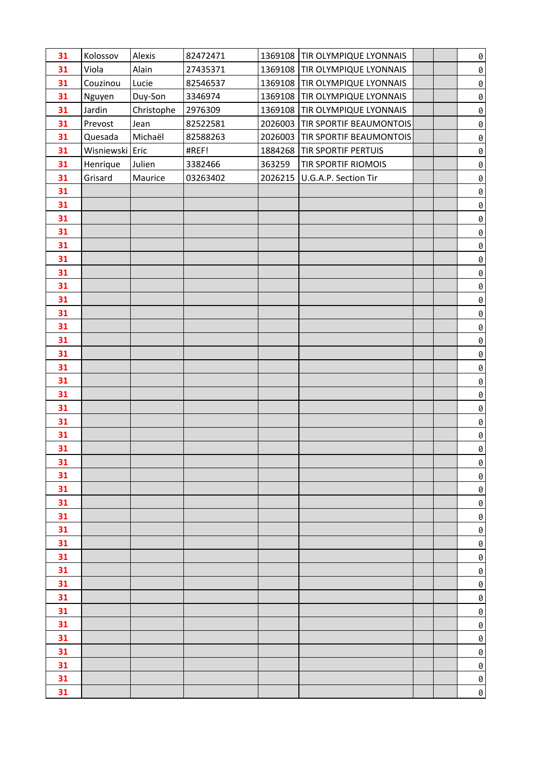| 31 | Kolossov | Alexis | 82472471 | 1369108 | TIR OLYMPIQUE LYONNAIS | | | 0 |
|---|---|---|---|---|---|---|---|---|
| 31 | Viola | Alain | 27435371 | 1369108 | TIR OLYMPIQUE LYONNAIS | | | 0 |
| 31 | Couzinou | Lucie | 82546537 | 1369108 | TIR OLYMPIQUE LYONNAIS | | | 0 |
| 31 | Nguyen | Duy-Son | 3346974 | 1369108 | TIR OLYMPIQUE LYONNAIS | | | 0 |
| 31 | Jardin | Christophe | 2976309 | 1369108 | TIR OLYMPIQUE LYONNAIS | | | 0 |
| 31 | Prevost | Jean | 82522581 | 2026003 | TIR SPORTIF BEAUMONTOIS | | | 0 |
| 31 | Quesada | Michaël | 82588263 | 2026003 | TIR SPORTIF BEAUMONTOIS | | | 0 |
| 31 | Wisniewski | Eric | #REF! | 1884268 | TIR SPORTIF PERTUIS | | | 0 |
| 31 | Henrique | Julien | 3382466 | 363259 | TIR SPORTIF RIOMOIS | | | 0 |
| 31 | Grisard | Maurice | 03263402 | 2026215 | U.G.A.P. Section Tir | | | 0 |
| 31 | | | | | | | | 0 |
| 31 | | | | | | | | 0 |
| 31 | | | | | | | | 0 |
| 31 | | | | | | | | 0 |
| 31 | | | | | | | | 0 |
| 31 | | | | | | | | 0 |
| 31 | | | | | | | | 0 |
| 31 | | | | | | | | 0 |
| 31 | | | | | | | | 0 |
| 31 | | | | | | | | 0 |
| 31 | | | | | | | | 0 |
| 31 | | | | | | | | 0 |
| 31 | | | | | | | | 0 |
| 31 | | | | | | | | 0 |
| 31 | | | | | | | | 0 |
| 31 | | | | | | | | 0 |
| 31 | | | | | | | | 0 |
| 31 | | | | | | | | 0 |
| 31 | | | | | | | | 0 |
| 31 | | | | | | | | 0 |
| 31 | | | | | | | | 0 |
| 31 | | | | | | | | 0 |
| 31 | | | | | | | | 0 |
| 31 | | | | | | | | 0 |
| 31 | | | | | | | | 0 |
| 31 | | | | | | | | 0 |
| 31 | | | | | | | | 0 |
| 31 | | | | | | | | 0 |
| 31 | | | | | | | | 0 |
| 31 | | | | | | | | 0 |
| 31 | | | | | | | | 0 |
| 31 | | | | | | | | 0 |
| 31 | | | | | | | | 0 |
| 31 | | | | | | | | 0 |
| 31 | | | | | | | | 0 |
| 31 | | | | | | | | 0 |
| 31 | | | | | | | | 0 |
| 31 | | | | | | | | 0 |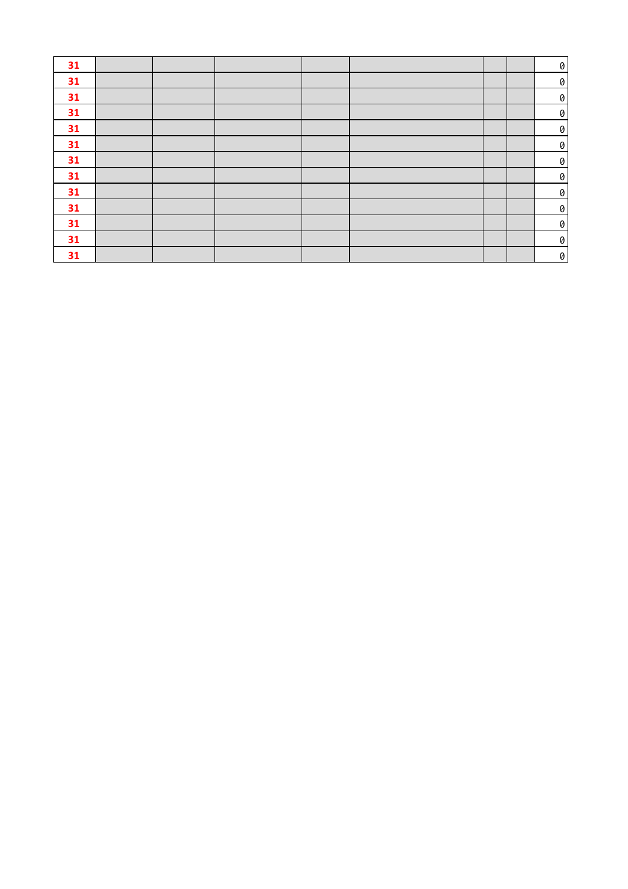| | | | | | | | | |
|---|---|---|---|---|---|---|---|---|
| 31 | | | | | | | | 0 |
| 31 | | | | | | | | 0 |
| 31 | | | | | | | | 0 |
| 31 | | | | | | | | 0 |
| 31 | | | | | | | | 0 |
| 31 | | | | | | | | 0 |
| 31 | | | | | | | | 0 |
| 31 | | | | | | | | 0 |
| 31 | | | | | | | | 0 |
| 31 | | | | | | | | 0 |
| 31 | | | | | | | | 0 |
| 31 | | | | | | | | 0 |
| 31 | | | | | | | | 0 |